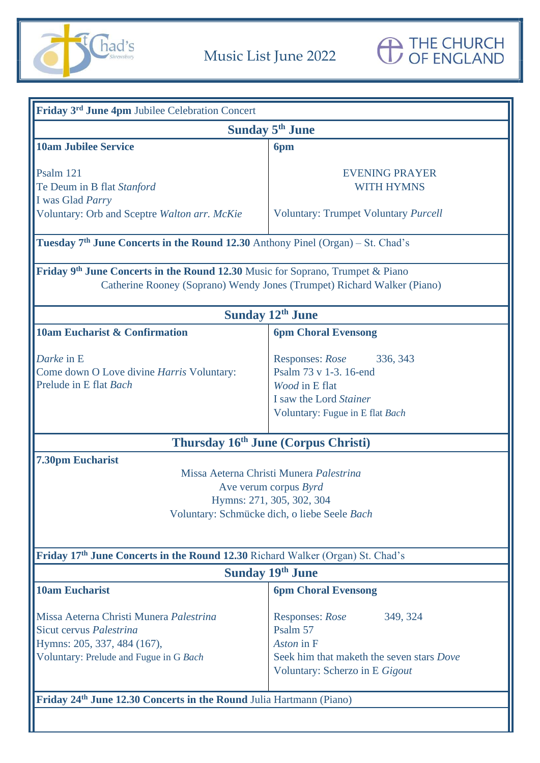# Music List June 2022

**Friday 3rd June 4pm** Jubilee Celebration Concert

## Sunday 5th June

| **10am Jubilee Service** | **6pm** |
|---|---|
| Psalm 121<br>Te Deum in B flat *Stanford*<br>I was Glad *Parry*<br>Voluntary: Orb and Sceptre *Walton arr. McKie* | EVENING PRAYER<br>WITH HYMNS<br>Voluntary: Trumpet Voluntary *Purcell* |

**Tuesday 7th June Concerts in the Round 12.30** Anthony Pinel (Organ) – St. Chad's

**Friday 9th June Concerts in the Round 12.30** Music for Soprano, Trumpet & Piano
Catherine Rooney (Soprano) Wendy Jones (Trumpet) Richard Walker (Piano)

## Sunday 12th June

| **10am Eucharist & Confirmation** | **6pm Choral Evensong** |
|---|---|
| *Darke* in E<br>Come down O Love divine *Harris* Voluntary:<br>Prelude in E flat *Bach* | Responses: *Rose* 336, 343<br>Psalm 73 v 1-3. 16-end<br>*Wood* in E flat<br>I saw the Lord *Stainer*<br>Voluntary: Fugue in E flat *Bach* |

## Thursday 16th June (Corpus Christi)

**7.30pm Eucharist**

Missa Aeterna Christi Munera *Palestrina*
Ave verum corpus *Byrd*
Hymns: 271, 305, 302, 304
Voluntary: Schmücke dich, o liebe Seele *Bach*

**Friday 17th June Concerts in the Round 12.30** Richard Walker (Organ) St. Chad's

## Sunday 19th June

| **10am Eucharist** | **6pm Choral Evensong** |
|---|---|
| Missa Aeterna Christi Munera *Palestrina*<br>Sicut cervus *Palestrina*<br>Hymns: 205, 337, 484 (167),<br>Voluntary: Prelude and Fugue in G *Bach* | Responses: *Rose* 349, 324<br>Psalm 57<br>*Aston* in F<br>Seek him that maketh the seven stars *Dove*<br>Voluntary: Scherzo in E *Gigout* |

**Friday 24th June 12.30 Concerts in the Round** Julia Hartmann (Piano)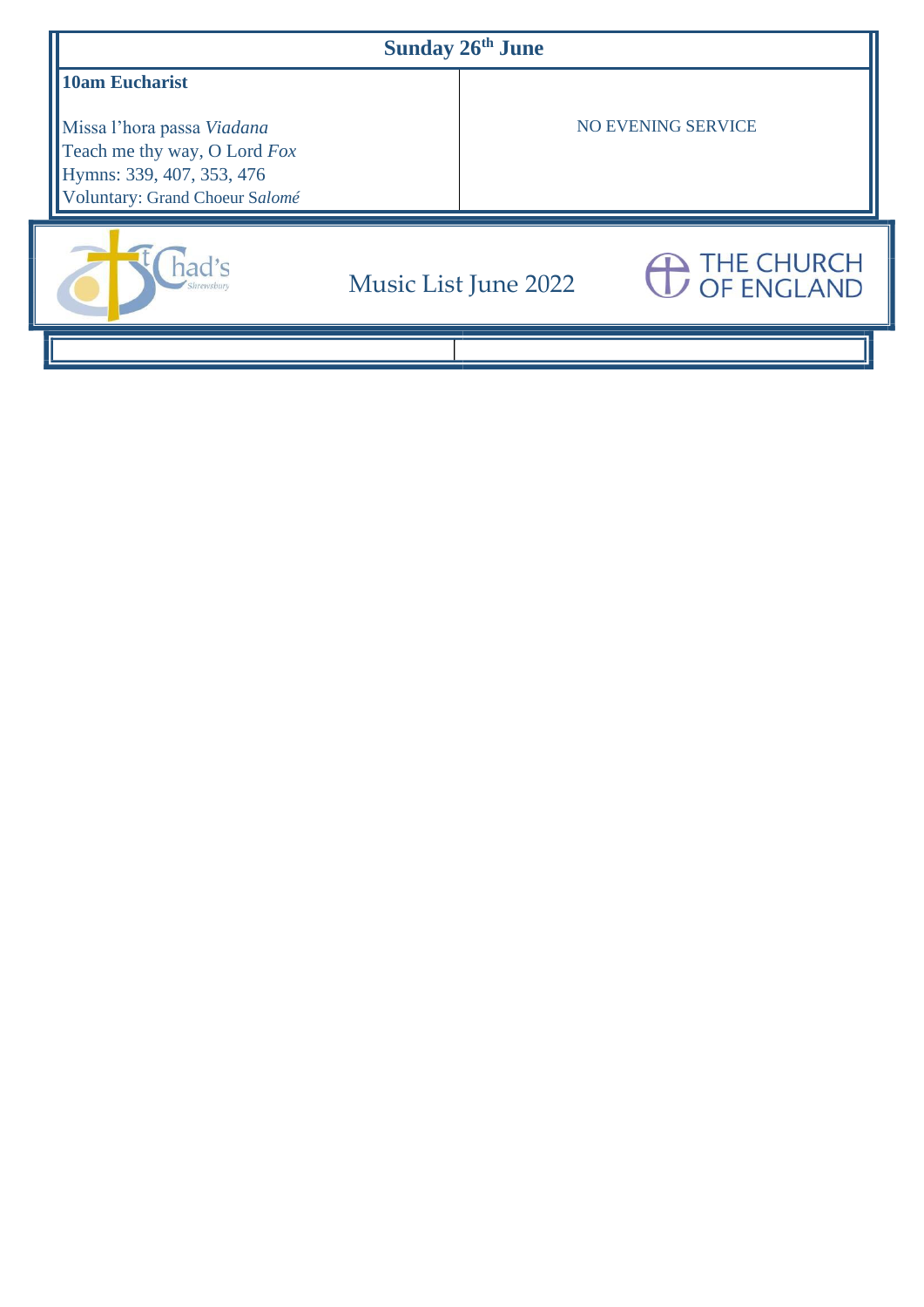| Sunday 26th June | |
|---|---|
| **10am Eucharist**<br><br>Missa l'hora passa *Viadana*<br>Teach me thy way, O Lord *Fox*<br>Hymns: 339, 407, 353, 476<br>Voluntary: Grand Choeur S*alomé* | NO EVENING SERVICE |

St Chad's Shrewsbury

Music List June 2022

THE CHURCH OF ENGLAND